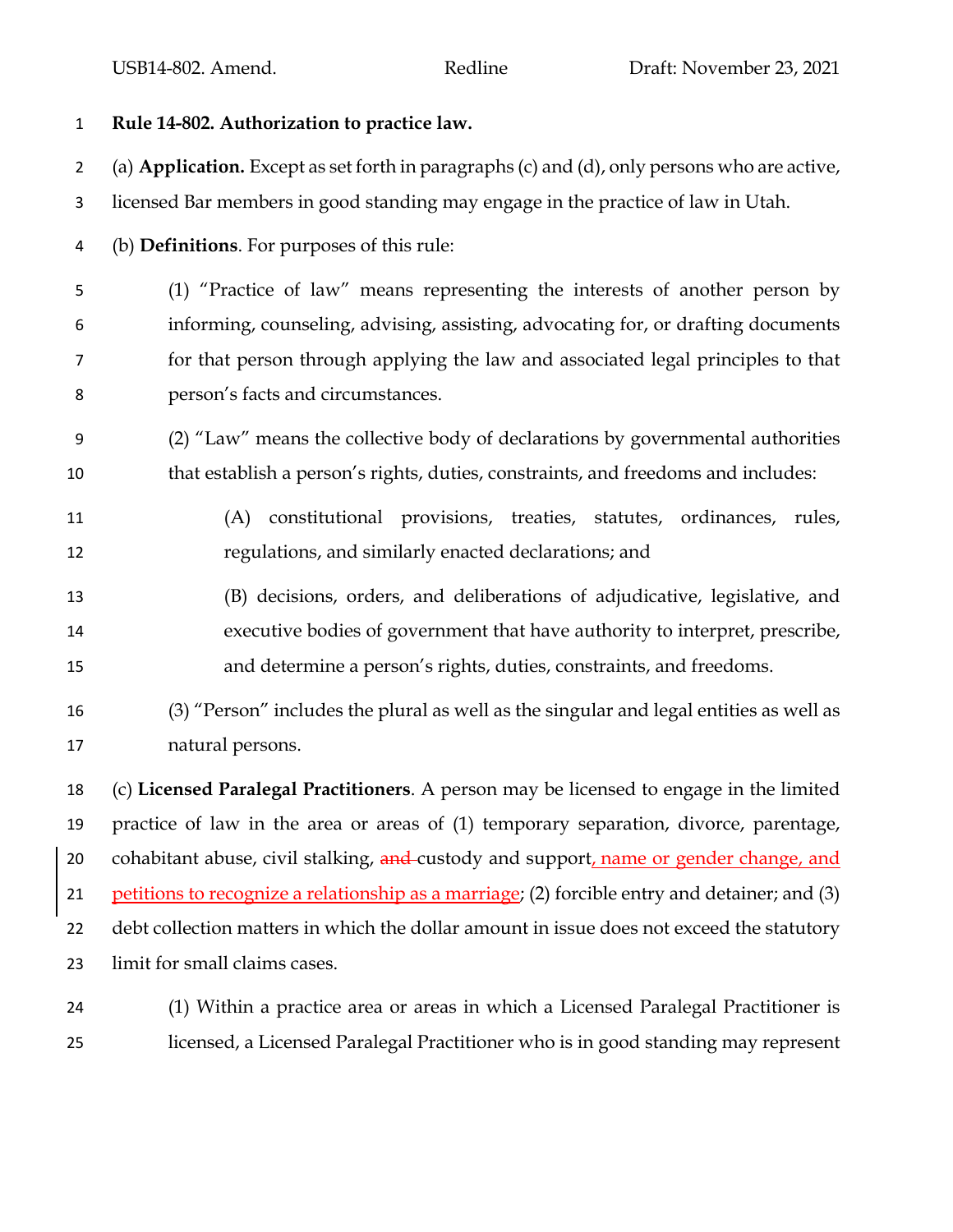**Rule 14-802. Authorization to practice law.**

(a) **Application.** Except as set forth in paragraphs (c) and (d), only persons who are active, licensed Bar members in good standing may engage in the practice of law in Utah.

(b) **Definitions**. For purposes of this rule:

(1) "Practice of law" means representing the interests of another person by informing, counseling, advising, assisting, advocating for, or drafting documents for that person through applying the law and associated legal principles to that person's facts and circumstances.

(2) "Law" means the collective body of declarations by governmental authorities that establish a person's rights, duties, constraints, and freedoms and includes:

(A) constitutional provisions, treaties, statutes, ordinances, rules, regulations, and similarly enacted declarations; and

(B) decisions, orders, and deliberations of adjudicative, legislative, and executive bodies of government that have authority to interpret, prescribe, and determine a person's rights, duties, constraints, and freedoms.

(3) "Person" includes the plural as well as the singular and legal entities as well as natural persons.

(c) **Licensed Paralegal Practitioners**. A person may be licensed to engage in the limited practice of law in the area or areas of (1) temporary separation, divorce, parentage, cohabitant abuse, civil stalking, ~~and~~ custody and support, name or gender change, and petitions to recognize a relationship as a marriage; (2) forcible entry and detainer; and (3) debt collection matters in which the dollar amount in issue does not exceed the statutory limit for small claims cases.

(1) Within a practice area or areas in which a Licensed Paralegal Practitioner is licensed, a Licensed Paralegal Practitioner who is in good standing may represent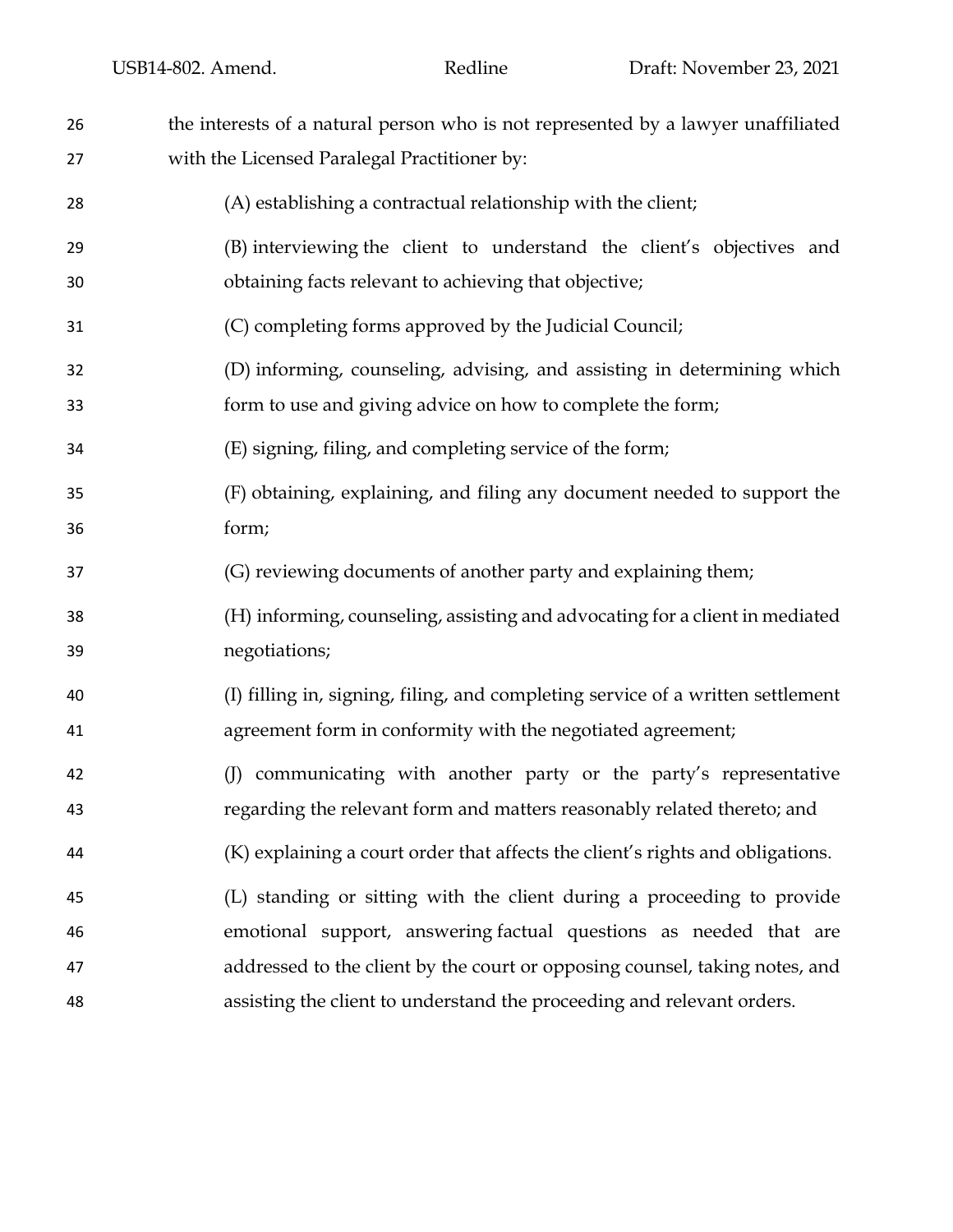the interests of a natural person who is not represented by a lawyer unaffiliated with the Licensed Paralegal Practitioner by:

(A) establishing a contractual relationship with the client;

(B) interviewing the client to understand the client's objectives and obtaining facts relevant to achieving that objective;

(C) completing forms approved by the Judicial Council;

(D) informing, counseling, advising, and assisting in determining which form to use and giving advice on how to complete the form;

(E) signing, filing, and completing service of the form;

(F) obtaining, explaining, and filing any document needed to support the form;

(G) reviewing documents of another party and explaining them;

(H) informing, counseling, assisting and advocating for a client in mediated negotiations;

(I) filling in, signing, filing, and completing service of a written settlement agreement form in conformity with the negotiated agreement;

(J) communicating with another party or the party's representative regarding the relevant form and matters reasonably related thereto; and

(K) explaining a court order that affects the client's rights and obligations.

(L) standing or sitting with the client during a proceeding to provide emotional support, answering factual questions as needed that are addressed to the client by the court or opposing counsel, taking notes, and assisting the client to understand the proceeding and relevant orders.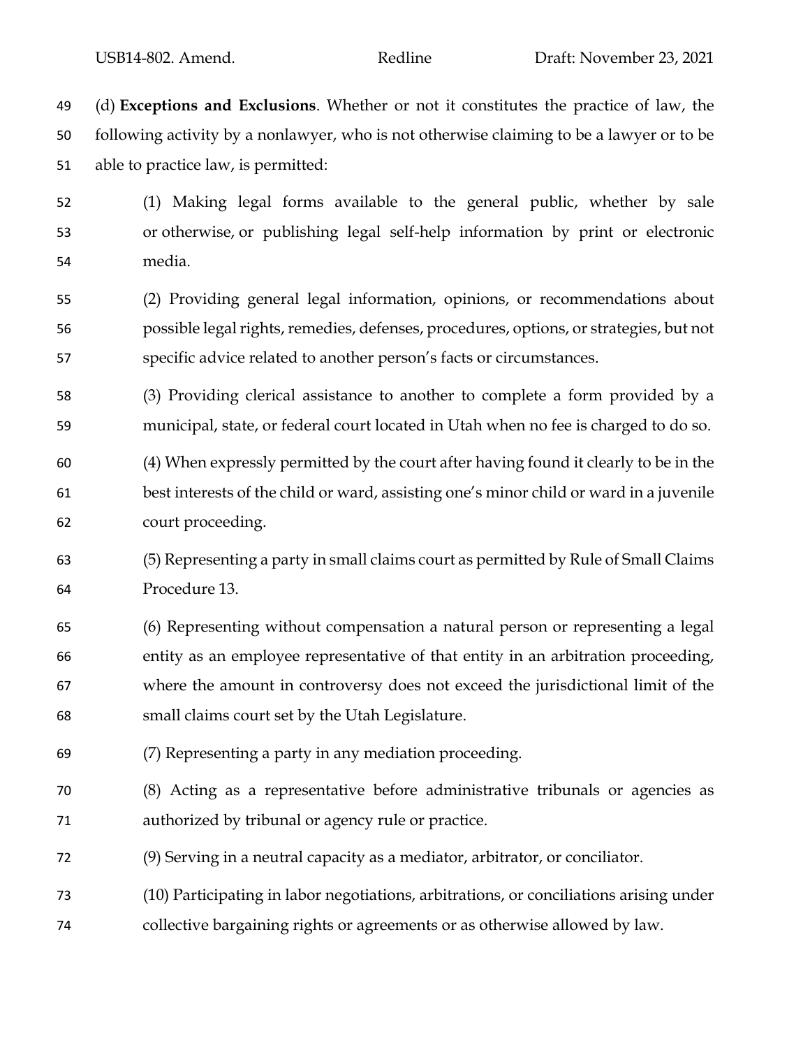(d) **Exceptions and Exclusions**. Whether or not it constitutes the practice of law, the following activity by a nonlawyer, who is not otherwise claiming to be a lawyer or to be able to practice law, is permitted:

(1) Making legal forms available to the general public, whether by sale or otherwise, or publishing legal self-help information by print or electronic media.

(2) Providing general legal information, opinions, or recommendations about possible legal rights, remedies, defenses, procedures, options, or strategies, but not specific advice related to another person's facts or circumstances.

(3) Providing clerical assistance to another to complete a form provided by a municipal, state, or federal court located in Utah when no fee is charged to do so.

(4) When expressly permitted by the court after having found it clearly to be in the best interests of the child or ward, assisting one's minor child or ward in a juvenile court proceeding.

(5) Representing a party in small claims court as permitted by Rule of Small Claims Procedure 13.

(6) Representing without compensation a natural person or representing a legal entity as an employee representative of that entity in an arbitration proceeding, where the amount in controversy does not exceed the jurisdictional limit of the small claims court set by the Utah Legislature.

(7) Representing a party in any mediation proceeding.

(8) Acting as a representative before administrative tribunals or agencies as authorized by tribunal or agency rule or practice.

(9) Serving in a neutral capacity as a mediator, arbitrator, or conciliator.

(10) Participating in labor negotiations, arbitrations, or conciliations arising under collective bargaining rights or agreements or as otherwise allowed by law.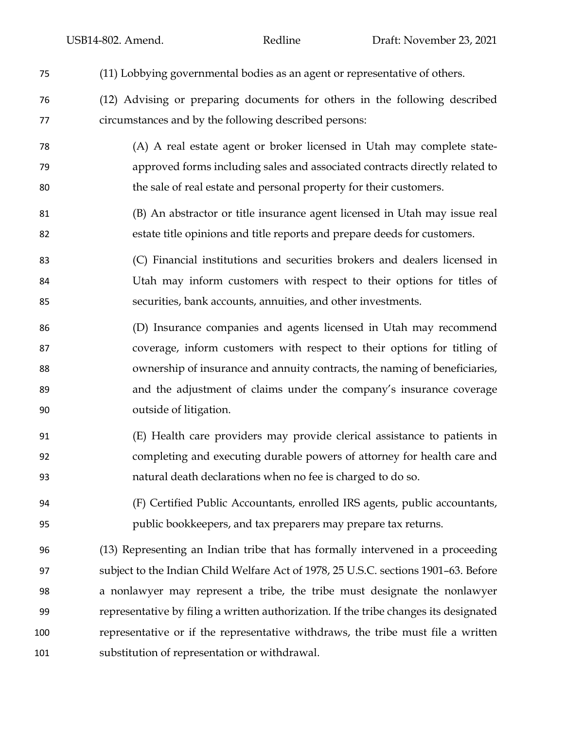(11) Lobbying governmental bodies as an agent or representative of others.

(12) Advising or preparing documents for others in the following described circumstances and by the following described persons:

> (A) A real estate agent or broker licensed in Utah may complete state-approved forms including sales and associated contracts directly related to the sale of real estate and personal property for their customers.
>
> (B) An abstractor or title insurance agent licensed in Utah may issue real estate title opinions and title reports and prepare deeds for customers.
>
> (C) Financial institutions and securities brokers and dealers licensed in Utah may inform customers with respect to their options for titles of securities, bank accounts, annuities, and other investments.
>
> (D) Insurance companies and agents licensed in Utah may recommend coverage, inform customers with respect to their options for titling of ownership of insurance and annuity contracts, the naming of beneficiaries, and the adjustment of claims under the company's insurance coverage outside of litigation.
>
> (E) Health care providers may provide clerical assistance to patients in completing and executing durable powers of attorney for health care and natural death declarations when no fee is charged to do so.
>
> (F) Certified Public Accountants, enrolled IRS agents, public accountants, public bookkeepers, and tax preparers may prepare tax returns.

(13) Representing an Indian tribe that has formally intervened in a proceeding subject to the Indian Child Welfare Act of 1978, 25 U.S.C. sections 1901–63. Before a nonlawyer may represent a tribe, the tribe must designate the nonlawyer representative by filing a written authorization. If the tribe changes its designated representative or if the representative withdraws, the tribe must file a written substitution of representation or withdrawal.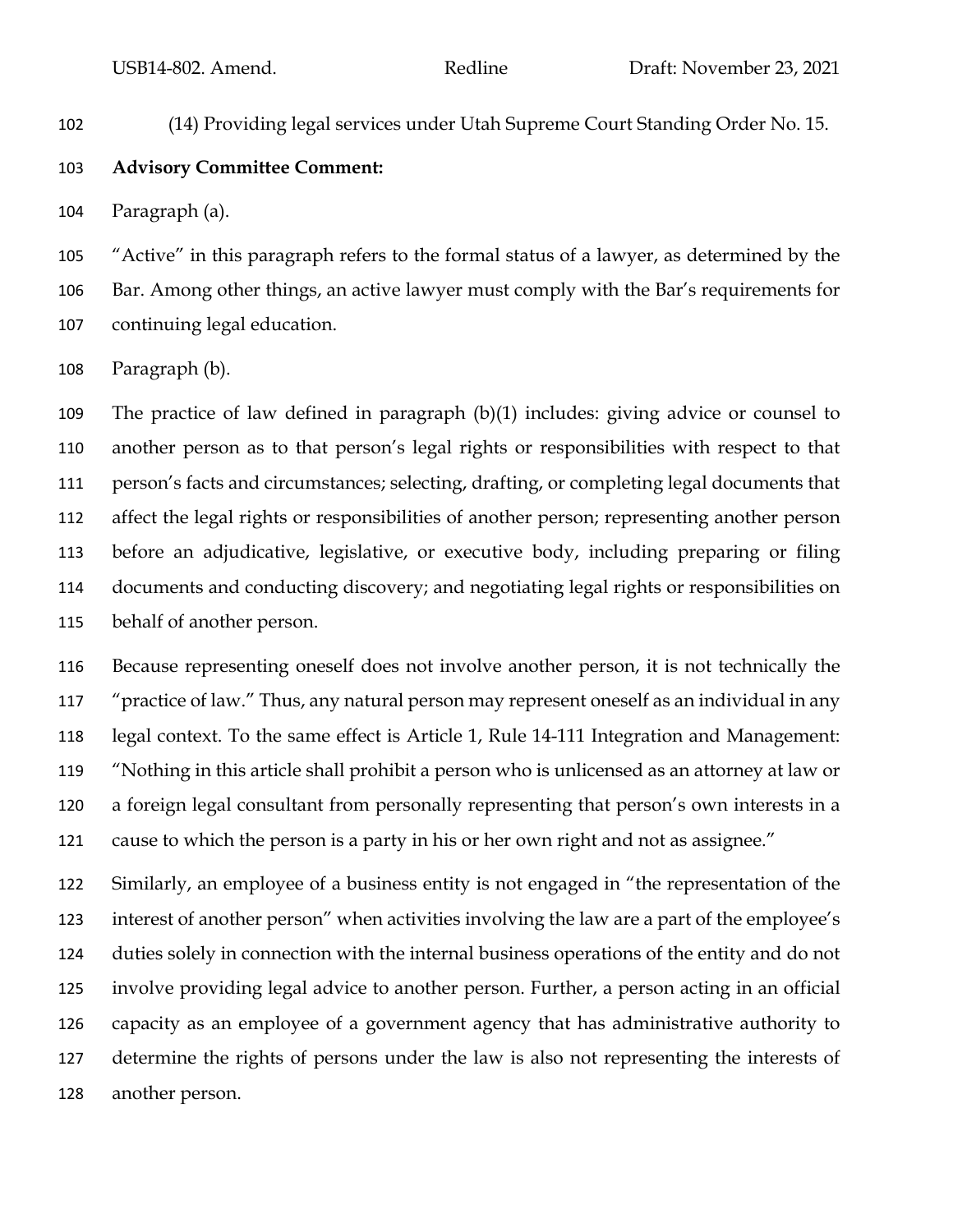(14) Providing legal services under Utah Supreme Court Standing Order No. 15.

**Advisory Committee Comment:**

Paragraph (a).

"Active" in this paragraph refers to the formal status of a lawyer, as determined by the Bar. Among other things, an active lawyer must comply with the Bar's requirements for continuing legal education.

Paragraph (b).

The practice of law defined in paragraph (b)(1) includes: giving advice or counsel to another person as to that person's legal rights or responsibilities with respect to that person's facts and circumstances; selecting, drafting, or completing legal documents that affect the legal rights or responsibilities of another person; representing another person before an adjudicative, legislative, or executive body, including preparing or filing documents and conducting discovery; and negotiating legal rights or responsibilities on behalf of another person.

Because representing oneself does not involve another person, it is not technically the "practice of law." Thus, any natural person may represent oneself as an individual in any legal context. To the same effect is Article 1, Rule 14-111 Integration and Management: "Nothing in this article shall prohibit a person who is unlicensed as an attorney at law or a foreign legal consultant from personally representing that person's own interests in a cause to which the person is a party in his or her own right and not as assignee."

Similarly, an employee of a business entity is not engaged in "the representation of the interest of another person" when activities involving the law are a part of the employee's duties solely in connection with the internal business operations of the entity and do not involve providing legal advice to another person. Further, a person acting in an official capacity as an employee of a government agency that has administrative authority to determine the rights of persons under the law is also not representing the interests of another person.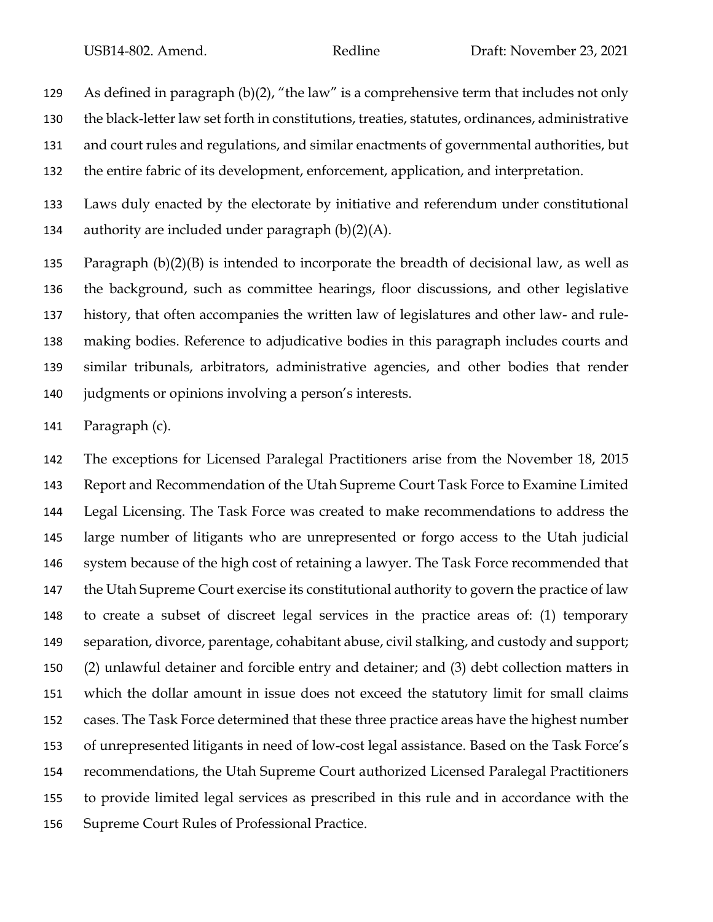As defined in paragraph (b)(2), "the law" is a comprehensive term that includes not only the black-letter law set forth in constitutions, treaties, statutes, ordinances, administrative and court rules and regulations, and similar enactments of governmental authorities, but the entire fabric of its development, enforcement, application, and interpretation.

Laws duly enacted by the electorate by initiative and referendum under constitutional authority are included under paragraph (b)(2)(A).

Paragraph (b)(2)(B) is intended to incorporate the breadth of decisional law, as well as the background, such as committee hearings, floor discussions, and other legislative history, that often accompanies the written law of legislatures and other law- and rule-making bodies. Reference to adjudicative bodies in this paragraph includes courts and similar tribunals, arbitrators, administrative agencies, and other bodies that render judgments or opinions involving a person's interests.

Paragraph (c).

The exceptions for Licensed Paralegal Practitioners arise from the November 18, 2015 Report and Recommendation of the Utah Supreme Court Task Force to Examine Limited Legal Licensing. The Task Force was created to make recommendations to address the large number of litigants who are unrepresented or forgo access to the Utah judicial system because of the high cost of retaining a lawyer. The Task Force recommended that the Utah Supreme Court exercise its constitutional authority to govern the practice of law to create a subset of discreet legal services in the practice areas of: (1) temporary separation, divorce, parentage, cohabitant abuse, civil stalking, and custody and support; (2) unlawful detainer and forcible entry and detainer; and (3) debt collection matters in which the dollar amount in issue does not exceed the statutory limit for small claims cases. The Task Force determined that these three practice areas have the highest number of unrepresented litigants in need of low-cost legal assistance. Based on the Task Force's recommendations, the Utah Supreme Court authorized Licensed Paralegal Practitioners to provide limited legal services as prescribed in this rule and in accordance with the Supreme Court Rules of Professional Practice.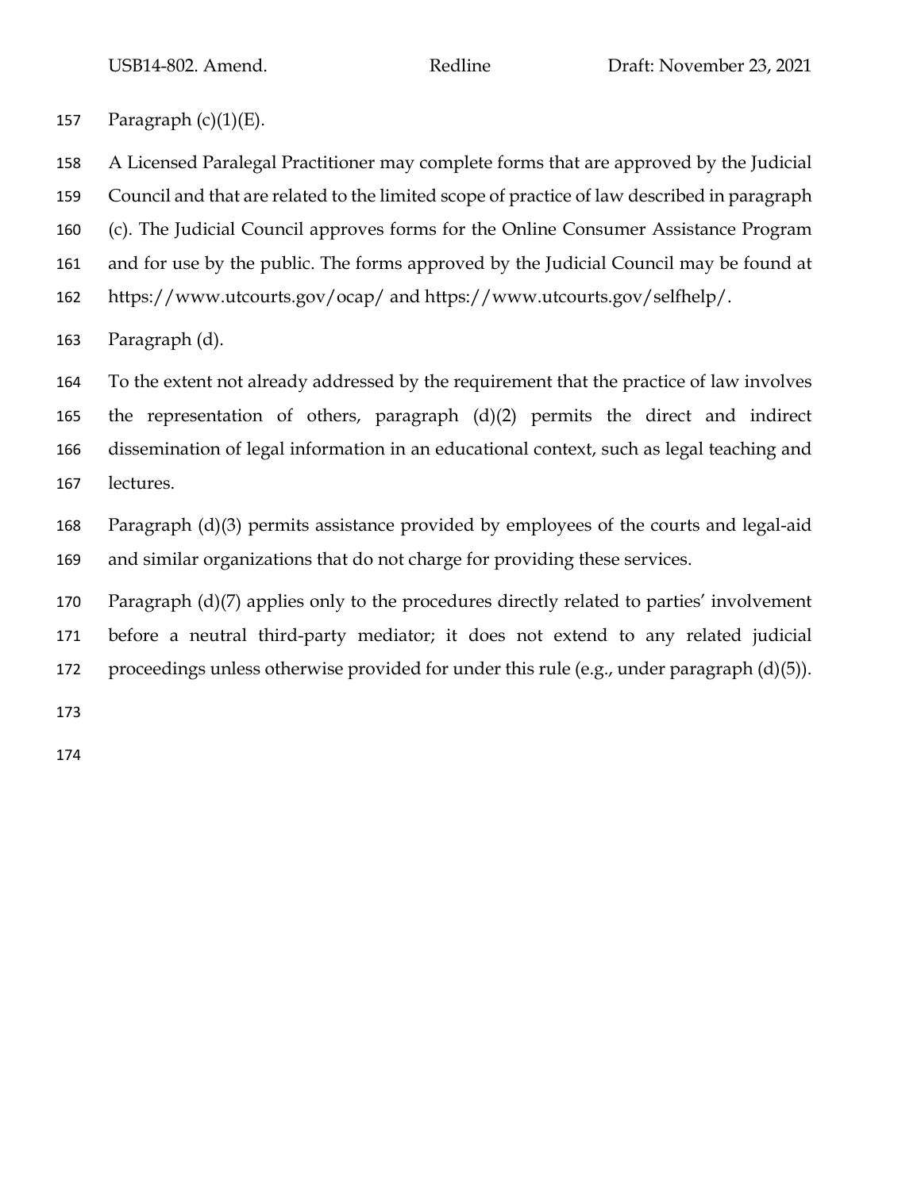Paragraph (c)(1)(E).

A Licensed Paralegal Practitioner may complete forms that are approved by the Judicial Council and that are related to the limited scope of practice of law described in paragraph (c). The Judicial Council approves forms for the Online Consumer Assistance Program and for use by the public. The forms approved by the Judicial Council may be found at https://www.utcourts.gov/ocap/ and https://www.utcourts.gov/selfhelp/.

Paragraph (d).

To the extent not already addressed by the requirement that the practice of law involves the representation of others, paragraph (d)(2) permits the direct and indirect dissemination of legal information in an educational context, such as legal teaching and lectures.

Paragraph (d)(3) permits assistance provided by employees of the courts and legal-aid and similar organizations that do not charge for providing these services.

Paragraph (d)(7) applies only to the procedures directly related to parties' involvement before a neutral third-party mediator; it does not extend to any related judicial proceedings unless otherwise provided for under this rule (e.g., under paragraph (d)(5)).